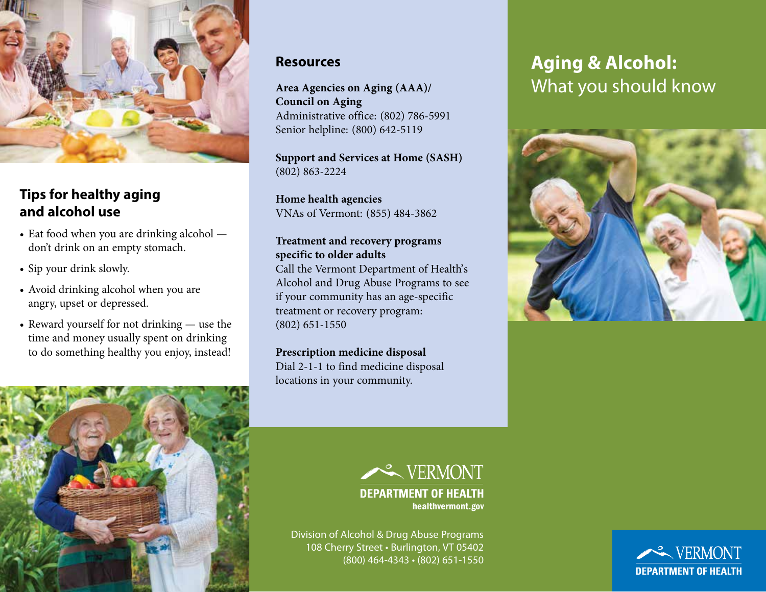## Tips for healthy aging and alcohol use

- Eat food when you are drinking alcohol — don't drink on an empty stomach.
- Sip your drink slowly.
- Avoid drinking alcohol when you are angry, upset or depressed.
- Reward yourself for not drinking — use the time and money usually spent on drinking to do something healthy you enjoy, instead!

## Resources

**Area Agencies on Aging (AAA)/ Council on Aging**
Administrative office: (802) 786-5991
Senior helpline: (800) 642-5119

**Support and Services at Home (SASH)**
(802) 863-2224

**Home health agencies**
VNAs of Vermont: (855) 484-3862

**Treatment and recovery programs specific to older adults**
Call the Vermont Department of Health's Alcohol and Drug Abuse Programs to see if your community has an age-specific treatment or recovery program:
(802) 651-1550

**Prescription medicine disposal**
Dial 2-1-1 to find medicine disposal locations in your community.

VERMONT
DEPARTMENT OF HEALTH
healthvermont.gov

Division of Alcohol & Drug Abuse Programs
108 Cherry Street • Burlington, VT 05402
(800) 464-4343 • (802) 651-1550

# Aging & Alcohol: What you should know

VERMONT
DEPARTMENT OF HEALTH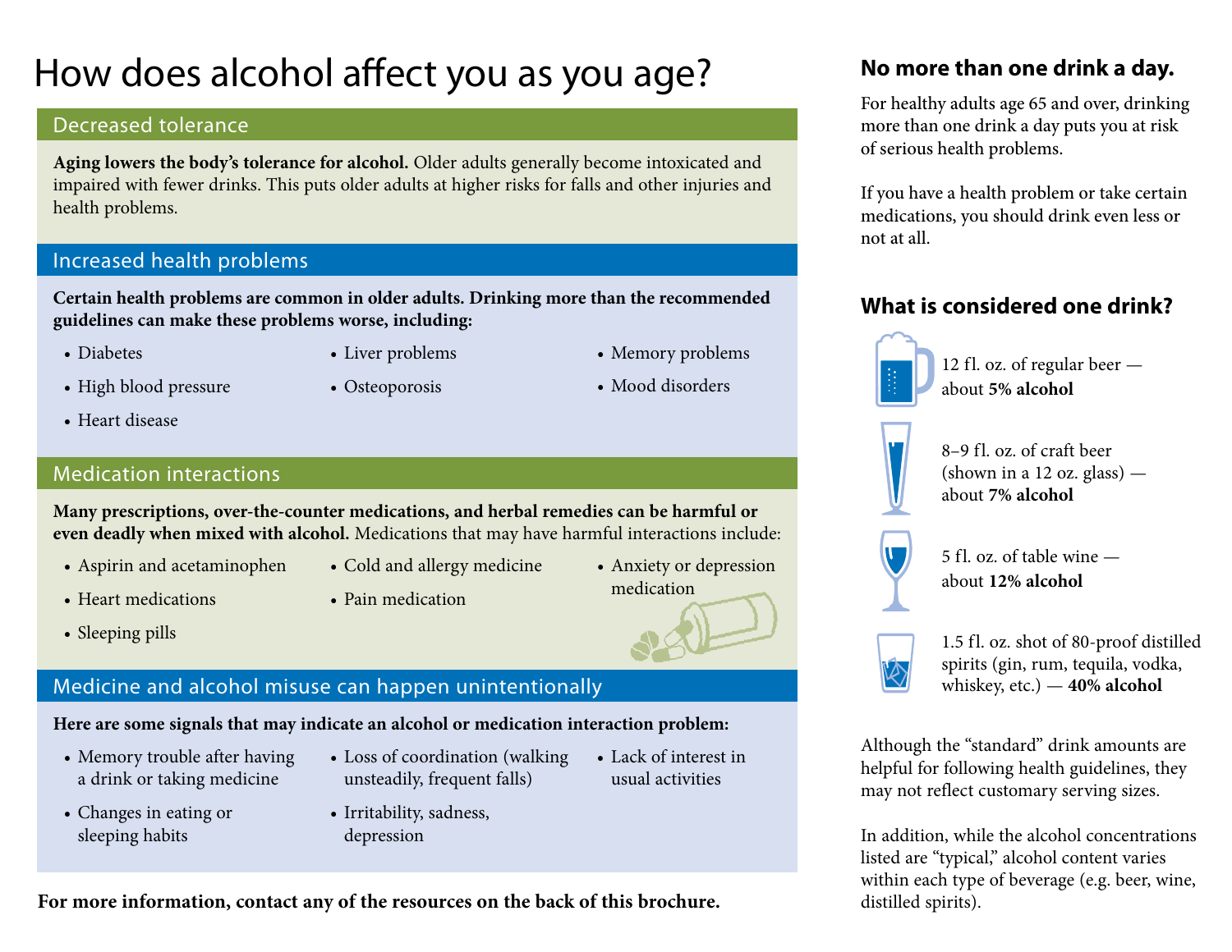# How does alcohol affect you as you age?

## Decreased tolerance

**Aging lowers the body's tolerance for alcohol.** Older adults generally become intoxicated and impaired with fewer drinks. This puts older adults at higher risks for falls and other injuries and health problems.

## Increased health problems

**Certain health problems are common in older adults. Drinking more than the recommended guidelines can make these problems worse, including:**

- Diabetes
- High blood pressure
- Heart disease
- Liver problems
- Osteoporosis
- Memory problems
- Mood disorders

## Medication interactions

**Many prescriptions, over-the-counter medications, and herbal remedies can be harmful or even deadly when mixed with alcohol.** Medications that may have harmful interactions include:

- Aspirin and acetaminophen
- Heart medications
- Sleeping pills
- Cold and allergy medicine
- Pain medication
- Anxiety or depression medication

## Medicine and alcohol misuse can happen unintentionally

**Here are some signals that may indicate an alcohol or medication interaction problem:**

- Memory trouble after having a drink or taking medicine
- Changes in eating or sleeping habits
- Loss of coordination (walking unsteadily, frequent falls)
- Irritability, sadness, depression
- Lack of interest in usual activities

**For more information, contact any of the resources on the back of this brochure.**

## No more than one drink a day.

For healthy adults age 65 and over, drinking more than one drink a day puts you at risk of serious health problems.

If you have a health problem or take certain medications, you should drink even less or not at all.

## What is considered one drink?

12 fl. oz. of regular beer — about **5% alcohol**

8–9 fl. oz. of craft beer (shown in a 12 oz. glass) — about **7% alcohol**

5 fl. oz. of table wine — about **12% alcohol**

1.5 fl. oz. shot of 80-proof distilled spirits (gin, rum, tequila, vodka, whiskey, etc.) — **40% alcohol**

Although the "standard" drink amounts are helpful for following health guidelines, they may not reflect customary serving sizes.

In addition, while the alcohol concentrations listed are "typical," alcohol content varies within each type of beverage (e.g. beer, wine, distilled spirits).